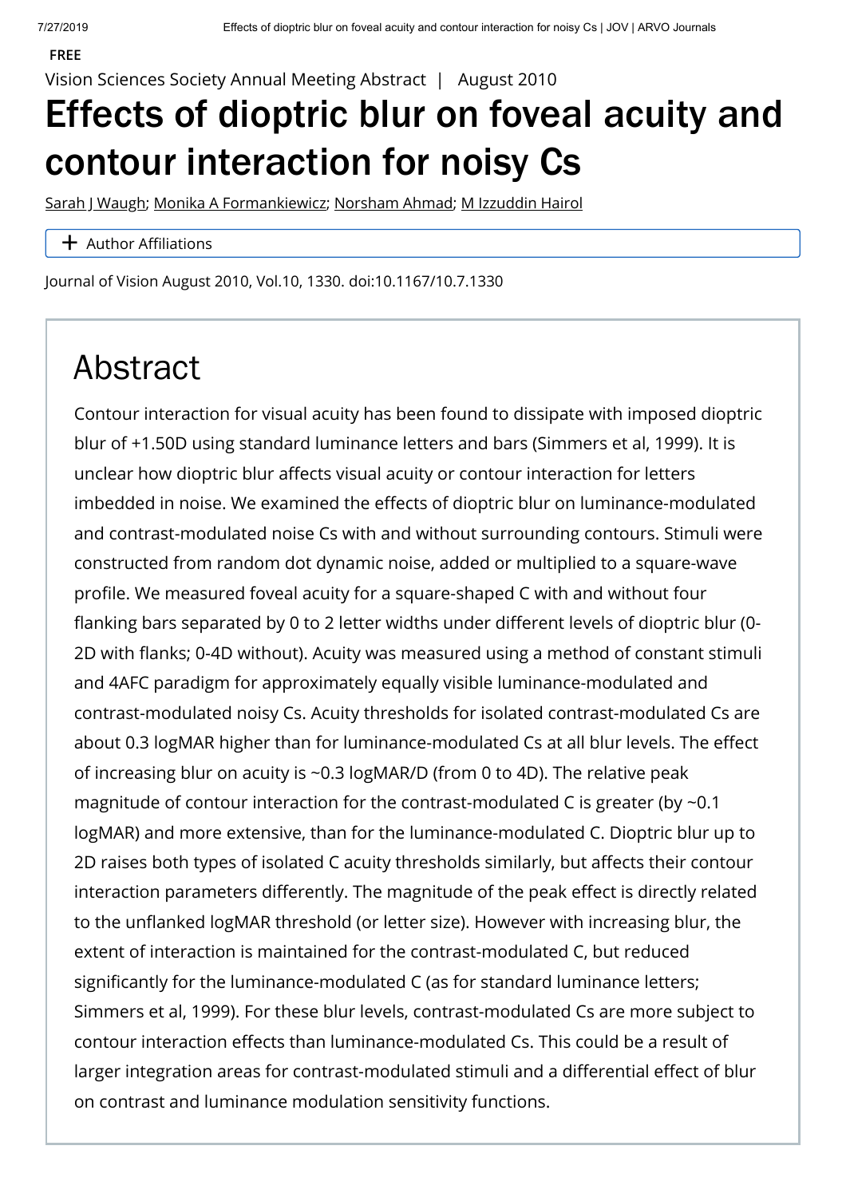FREE

Vision Sciences Society Annual Meeting Abstract | August 2010

# Effects of dioptric blur on foveal acuity and contour interaction for noisy Cs

Sarah J Waugh; Monika A Formankiewicz; Norsham Ahmad; M Izzuddin Hairol

+ Author Affiliations

Journal of Vision August 2010, Vol.10, 1330. doi:10.1167/10.7.1330

## Abstract

Contour interaction for visual acuity has been found to dissipate with imposed dioptric blur of +1.50D using standard luminance letters and bars (Simmers et al, 1999). It is unclear how dioptric blur affects visual acuity or contour interaction for letters imbedded in noise. We examined the effects of dioptric blur on luminance-modulated and contrast-modulated noise Cs with and without surrounding contours. Stimuli were constructed from random dot dynamic noise, added or multiplied to a square-wave profile. We measured foveal acuity for a square-shaped C with and without four flanking bars separated by 0 to 2 letter widths under different levels of dioptric blur (0-2D with flanks; 0-4D without). Acuity was measured using a method of constant stimuli and 4AFC paradigm for approximately equally visible luminance-modulated and contrast-modulated noisy Cs. Acuity thresholds for isolated contrast-modulated Cs are about 0.3 logMAR higher than for luminance-modulated Cs at all blur levels. The effect of increasing blur on acuity is ~0.3 logMAR/D (from 0 to 4D). The relative peak magnitude of contour interaction for the contrast-modulated C is greater (by ~0.1 logMAR) and more extensive, than for the luminance-modulated C. Dioptric blur up to 2D raises both types of isolated C acuity thresholds similarly, but affects their contour interaction parameters differently. The magnitude of the peak effect is directly related to the unflanked logMAR threshold (or letter size). However with increasing blur, the extent of interaction is maintained for the contrast-modulated C, but reduced significantly for the luminance-modulated C (as for standard luminance letters; Simmers et al, 1999). For these blur levels, contrast-modulated Cs are more subject to contour interaction effects than luminance-modulated Cs. This could be a result of larger integration areas for contrast-modulated stimuli and a differential effect of blur on contrast and luminance modulation sensitivity functions.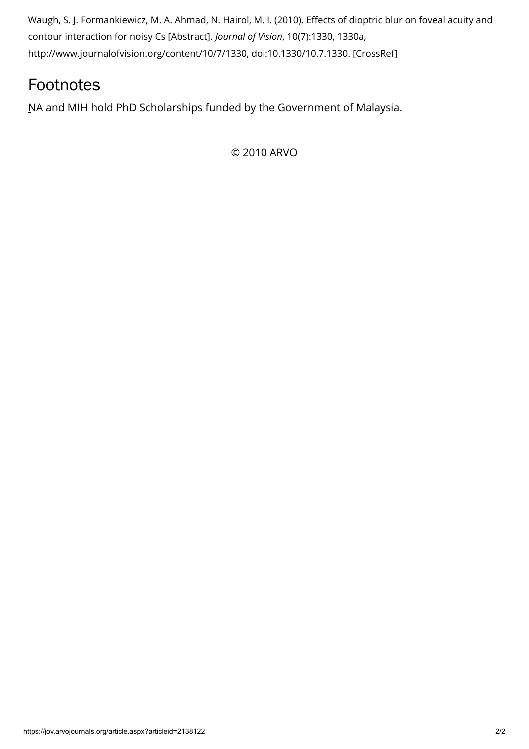Waugh, S. J. Formankiewicz, M. A. Ahmad, N. Hairol, M. I. (2010). Effects of dioptric blur on foveal acuity and contour interaction for noisy Cs [Abstract]. *Journal of Vision*, 10(7):1330, 1330a, http://www.journalofvision.org/content/10/7/1330, doi:10.1330/10.7.1330. [CrossRef]

## Footnotes

NA and MIH hold PhD Scholarships funded by the Government of Malaysia.

© 2010 ARVO